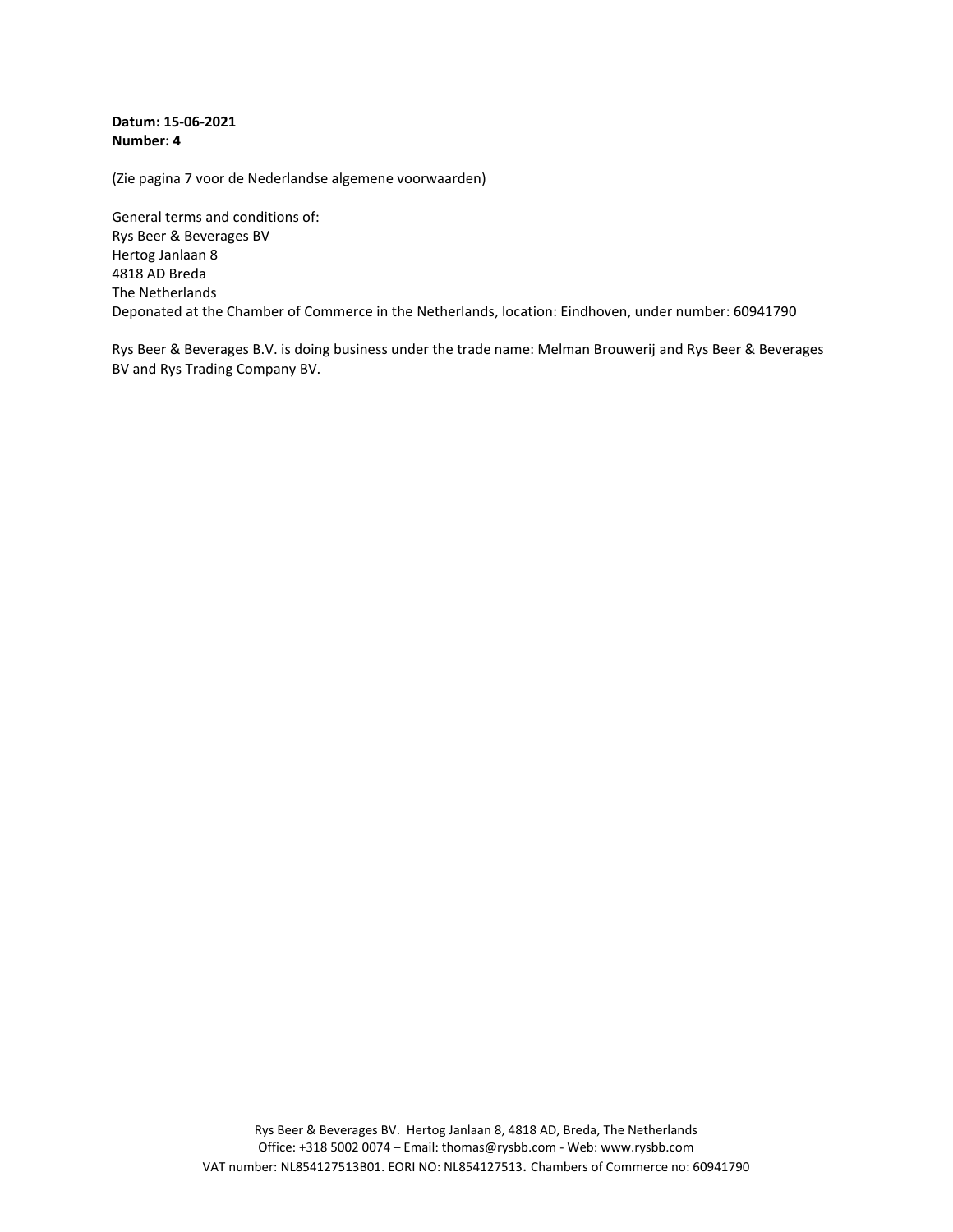**Datum: 15-06-2021**
**Number: 4**

(Zie pagina 7 voor de Nederlandse algemene voorwaarden)

General terms and conditions of:
Rys Beer & Beverages BV
Hertog Janlaan 8
4818 AD Breda
The Netherlands
Deponated at the Chamber of Commerce in the Netherlands, location: Eindhoven, under number: 60941790

Rys Beer & Beverages B.V. is doing business under the trade name: Melman Brouwerij and Rys Beer & Beverages BV and Rys Trading Company BV.

Rys Beer & Beverages BV. Hertog Janlaan 8, 4818 AD, Breda, The Netherlands
Office: +318 5002 0074 – Email: thomas@rysbb.com - Web: www.rysbb.com
VAT number: NL854127513B01. EORI NO: NL854127513. Chambers of Commerce no: 60941790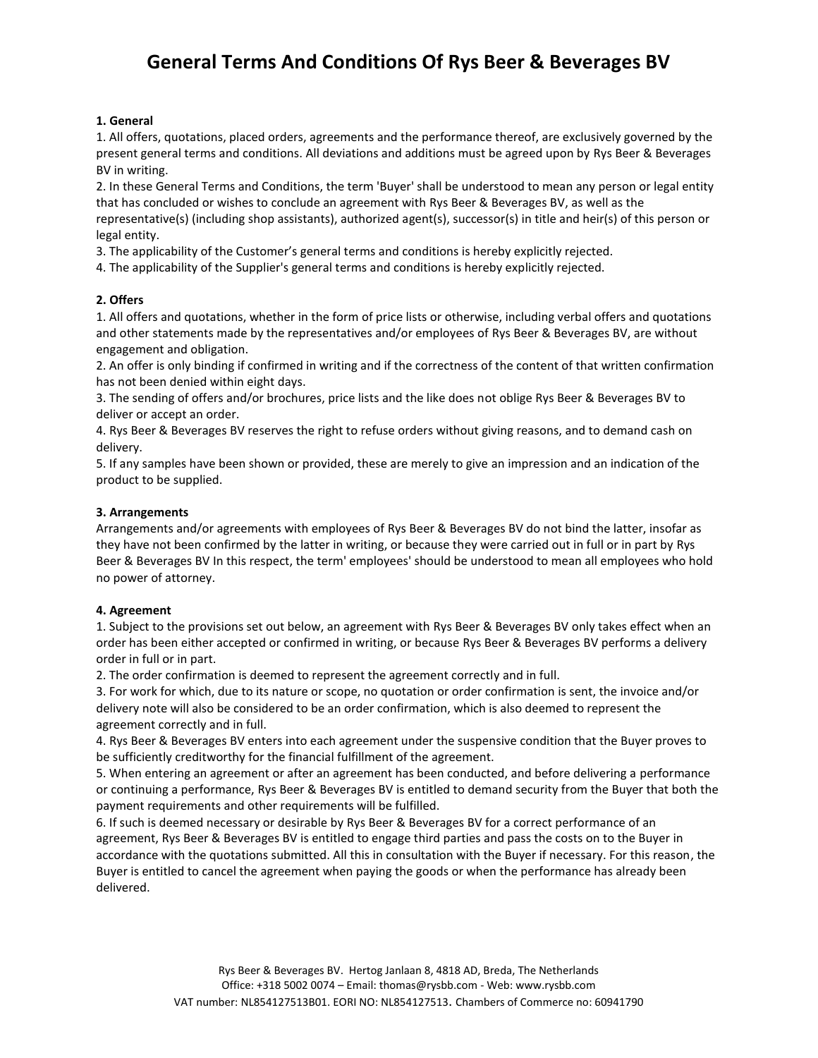# General Terms And Conditions Of Rys Beer & Beverages BV

**1. General**

1. All offers, quotations, placed orders, agreements and the performance thereof, are exclusively governed by the present general terms and conditions. All deviations and additions must be agreed upon by Rys Beer & Beverages BV in writing.
2. In these General Terms and Conditions, the term 'Buyer' shall be understood to mean any person or legal entity that has concluded or wishes to conclude an agreement with Rys Beer & Beverages BV, as well as the representative(s) (including shop assistants), authorized agent(s), successor(s) in title and heir(s) of this person or legal entity.
3. The applicability of the Customer's general terms and conditions is hereby explicitly rejected.
4. The applicability of the Supplier's general terms and conditions is hereby explicitly rejected.

**2. Offers**

1. All offers and quotations, whether in the form of price lists or otherwise, including verbal offers and quotations and other statements made by the representatives and/or employees of Rys Beer & Beverages BV, are without engagement and obligation.
2. An offer is only binding if confirmed in writing and if the correctness of the content of that written confirmation has not been denied within eight days.
3. The sending of offers and/or brochures, price lists and the like does not oblige Rys Beer & Beverages BV to deliver or accept an order.
4. Rys Beer & Beverages BV reserves the right to refuse orders without giving reasons, and to demand cash on delivery.
5. If any samples have been shown or provided, these are merely to give an impression and an indication of the product to be supplied.

**3. Arrangements**

Arrangements and/or agreements with employees of Rys Beer & Beverages BV do not bind the latter, insofar as they have not been confirmed by the latter in writing, or because they were carried out in full or in part by Rys Beer & Beverages BV In this respect, the term' employees' should be understood to mean all employees who hold no power of attorney.

**4. Agreement**

1. Subject to the provisions set out below, an agreement with Rys Beer & Beverages BV only takes effect when an order has been either accepted or confirmed in writing, or because Rys Beer & Beverages BV performs a delivery order in full or in part.
2. The order confirmation is deemed to represent the agreement correctly and in full.
3. For work for which, due to its nature or scope, no quotation or order confirmation is sent, the invoice and/or delivery note will also be considered to be an order confirmation, which is also deemed to represent the agreement correctly and in full.
4. Rys Beer & Beverages BV enters into each agreement under the suspensive condition that the Buyer proves to be sufficiently creditworthy for the financial fulfillment of the agreement.
5. When entering an agreement or after an agreement has been conducted, and before delivering a performance or continuing a performance, Rys Beer & Beverages BV is entitled to demand security from the Buyer that both the payment requirements and other requirements will be fulfilled.
6. If such is deemed necessary or desirable by Rys Beer & Beverages BV for a correct performance of an agreement, Rys Beer & Beverages BV is entitled to engage third parties and pass the costs on to the Buyer in accordance with the quotations submitted. All this in consultation with the Buyer if necessary. For this reason, the Buyer is entitled to cancel the agreement when paying the goods or when the performance has already been delivered.

Rys Beer & Beverages BV. Hertog Janlaan 8, 4818 AD, Breda, The Netherlands
Office: +318 5002 0074 – Email: thomas@rysbb.com - Web: www.rysbb.com
VAT number: NL854127513B01. EORI NO: NL854127513. Chambers of Commerce no: 60941790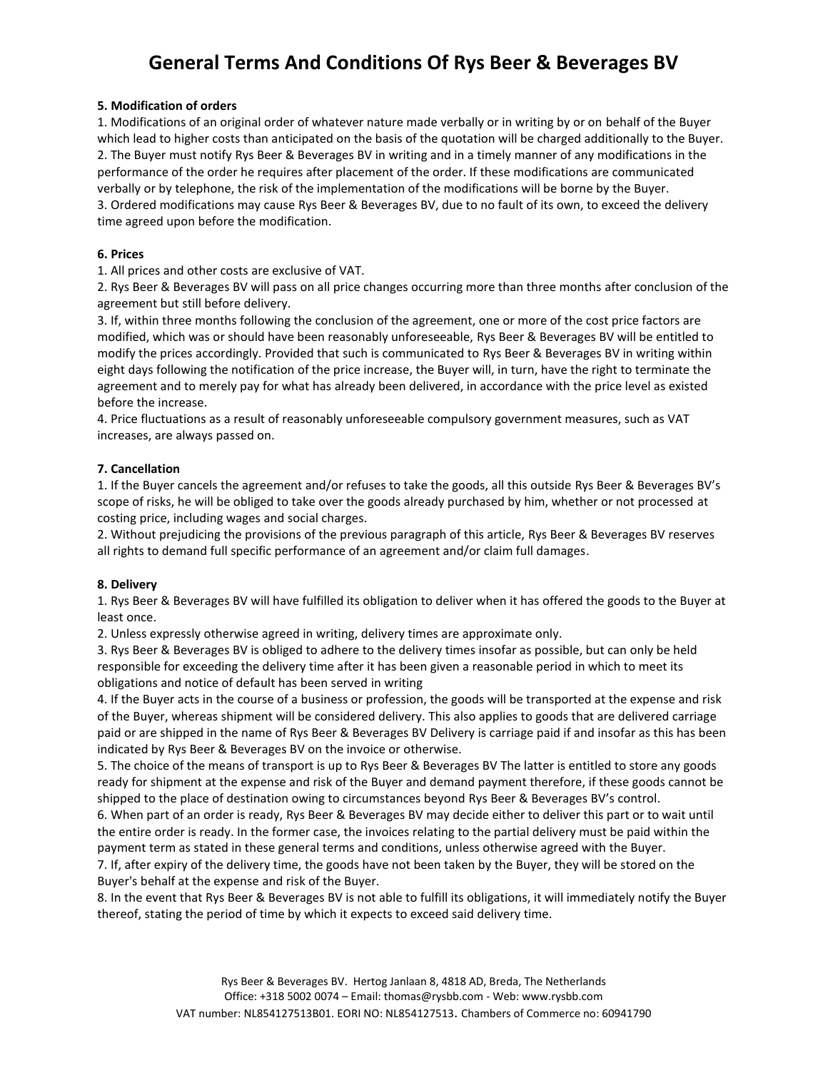# General Terms And Conditions Of Rys Beer & Beverages BV

**5. Modification of orders**

1. Modifications of an original order of whatever nature made verbally or in writing by or on behalf of the Buyer which lead to higher costs than anticipated on the basis of the quotation will be charged additionally to the Buyer.
2. The Buyer must notify Rys Beer & Beverages BV in writing and in a timely manner of any modifications in the performance of the order he requires after placement of the order. If these modifications are communicated verbally or by telephone, the risk of the implementation of the modifications will be borne by the Buyer.
3. Ordered modifications may cause Rys Beer & Beverages BV, due to no fault of its own, to exceed the delivery time agreed upon before the modification.

**6. Prices**

1. All prices and other costs are exclusive of VAT.
2. Rys Beer & Beverages BV will pass on all price changes occurring more than three months after conclusion of the agreement but still before delivery.
3. If, within three months following the conclusion of the agreement, one or more of the cost price factors are modified, which was or should have been reasonably unforeseeable, Rys Beer & Beverages BV will be entitled to modify the prices accordingly. Provided that such is communicated to Rys Beer & Beverages BV in writing within eight days following the notification of the price increase, the Buyer will, in turn, have the right to terminate the agreement and to merely pay for what has already been delivered, in accordance with the price level as existed before the increase.
4. Price fluctuations as a result of reasonably unforeseeable compulsory government measures, such as VAT increases, are always passed on.

**7. Cancellation**

1. If the Buyer cancels the agreement and/or refuses to take the goods, all this outside Rys Beer & Beverages BV's scope of risks, he will be obliged to take over the goods already purchased by him, whether or not processed at costing price, including wages and social charges.
2. Without prejudicing the provisions of the previous paragraph of this article, Rys Beer & Beverages BV reserves all rights to demand full specific performance of an agreement and/or claim full damages.

**8. Delivery**

1. Rys Beer & Beverages BV will have fulfilled its obligation to deliver when it has offered the goods to the Buyer at least once.
2. Unless expressly otherwise agreed in writing, delivery times are approximate only.
3. Rys Beer & Beverages BV is obliged to adhere to the delivery times insofar as possible, but can only be held responsible for exceeding the delivery time after it has been given a reasonable period in which to meet its obligations and notice of default has been served in writing
4. If the Buyer acts in the course of a business or profession, the goods will be transported at the expense and risk of the Buyer, whereas shipment will be considered delivery. This also applies to goods that are delivered carriage paid or are shipped in the name of Rys Beer & Beverages BV Delivery is carriage paid if and insofar as this has been indicated by Rys Beer & Beverages BV on the invoice or otherwise.
5. The choice of the means of transport is up to Rys Beer & Beverages BV The latter is entitled to store any goods ready for shipment at the expense and risk of the Buyer and demand payment therefore, if these goods cannot be shipped to the place of destination owing to circumstances beyond Rys Beer & Beverages BV's control.
6. When part of an order is ready, Rys Beer & Beverages BV may decide either to deliver this part or to wait until the entire order is ready. In the former case, the invoices relating to the partial delivery must be paid within the payment term as stated in these general terms and conditions, unless otherwise agreed with the Buyer.
7. If, after expiry of the delivery time, the goods have not been taken by the Buyer, they will be stored on the Buyer's behalf at the expense and risk of the Buyer.
8. In the event that Rys Beer & Beverages BV is not able to fulfill its obligations, it will immediately notify the Buyer thereof, stating the period of time by which it expects to exceed said delivery time.

Rys Beer & Beverages BV. Hertog Janlaan 8, 4818 AD, Breda, The Netherlands
Office: +318 5002 0074 – Email: thomas@rysbb.com - Web: www.rysbb.com
VAT number: NL854127513B01. EORI NO: NL854127513. Chambers of Commerce no: 60941790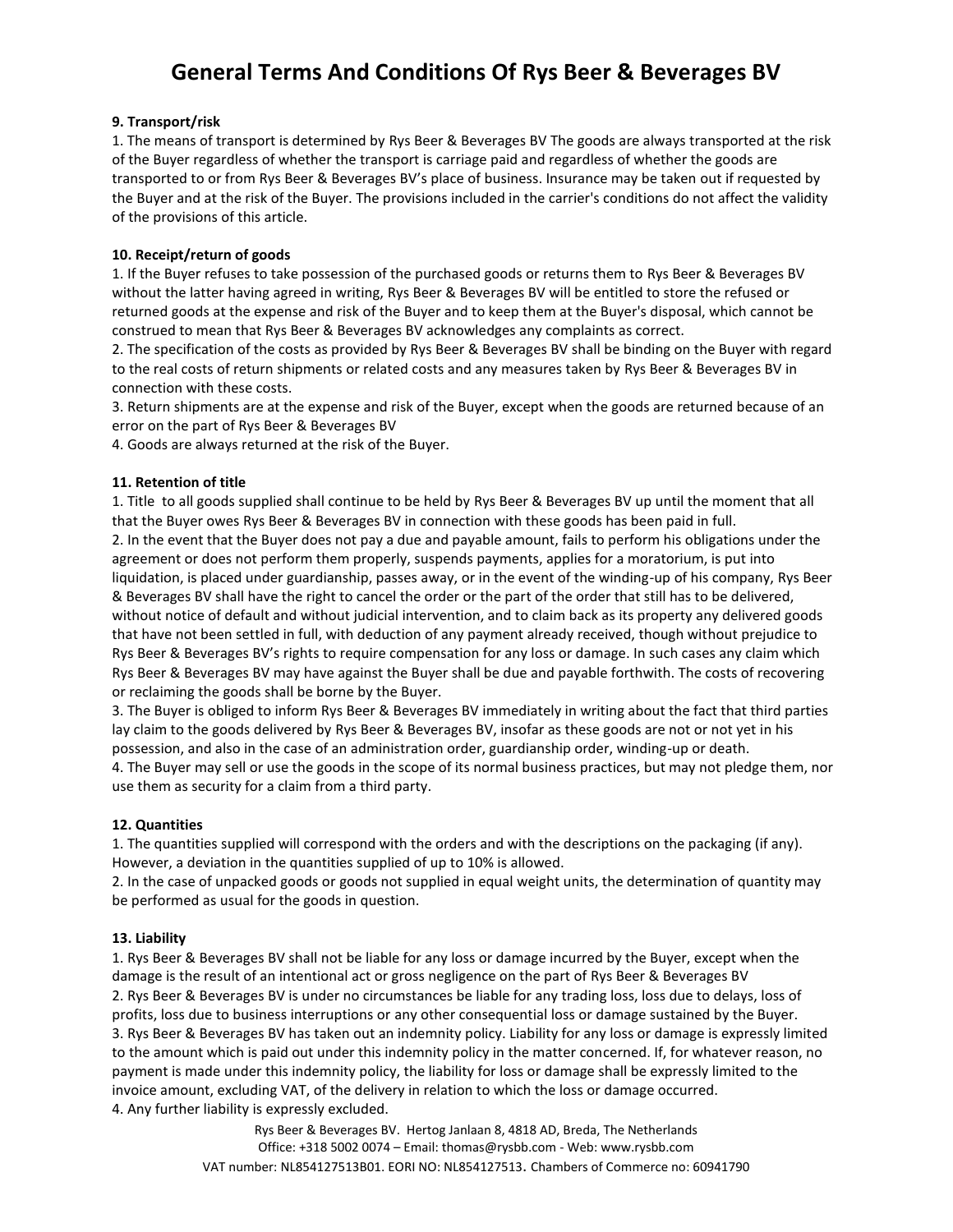# General Terms And Conditions Of Rys Beer & Beverages BV

**9. Transport/risk**

1. The means of transport is determined by Rys Beer & Beverages BV The goods are always transported at the risk of the Buyer regardless of whether the transport is carriage paid and regardless of whether the goods are transported to or from Rys Beer & Beverages BV's place of business. Insurance may be taken out if requested by the Buyer and at the risk of the Buyer. The provisions included in the carrier's conditions do not affect the validity of the provisions of this article.

**10. Receipt/return of goods**

1. If the Buyer refuses to take possession of the purchased goods or returns them to Rys Beer & Beverages BV without the latter having agreed in writing, Rys Beer & Beverages BV will be entitled to store the refused or returned goods at the expense and risk of the Buyer and to keep them at the Buyer's disposal, which cannot be construed to mean that Rys Beer & Beverages BV acknowledges any complaints as correct.
2. The specification of the costs as provided by Rys Beer & Beverages BV shall be binding on the Buyer with regard to the real costs of return shipments or related costs and any measures taken by Rys Beer & Beverages BV in connection with these costs.
3. Return shipments are at the expense and risk of the Buyer, except when the goods are returned because of an error on the part of Rys Beer & Beverages BV
4. Goods are always returned at the risk of the Buyer.

**11. Retention of title**

1. Title to all goods supplied shall continue to be held by Rys Beer & Beverages BV up until the moment that all that the Buyer owes Rys Beer & Beverages BV in connection with these goods has been paid in full.
2. In the event that the Buyer does not pay a due and payable amount, fails to perform his obligations under the agreement or does not perform them properly, suspends payments, applies for a moratorium, is put into liquidation, is placed under guardianship, passes away, or in the event of the winding-up of his company, Rys Beer & Beverages BV shall have the right to cancel the order or the part of the order that still has to be delivered, without notice of default and without judicial intervention, and to claim back as its property any delivered goods that have not been settled in full, with deduction of any payment already received, though without prejudice to Rys Beer & Beverages BV's rights to require compensation for any loss or damage. In such cases any claim which Rys Beer & Beverages BV may have against the Buyer shall be due and payable forthwith. The costs of recovering or reclaiming the goods shall be borne by the Buyer.
3. The Buyer is obliged to inform Rys Beer & Beverages BV immediately in writing about the fact that third parties lay claim to the goods delivered by Rys Beer & Beverages BV, insofar as these goods are not or not yet in his possession, and also in the case of an administration order, guardianship order, winding-up or death.
4. The Buyer may sell or use the goods in the scope of its normal business practices, but may not pledge them, nor use them as security for a claim from a third party.

**12. Quantities**

1. The quantities supplied will correspond with the orders and with the descriptions on the packaging (if any). However, a deviation in the quantities supplied of up to 10% is allowed.
2. In the case of unpacked goods or goods not supplied in equal weight units, the determination of quantity may be performed as usual for the goods in question.

**13. Liability**

1. Rys Beer & Beverages BV shall not be liable for any loss or damage incurred by the Buyer, except when the damage is the result of an intentional act or gross negligence on the part of Rys Beer & Beverages BV
2. Rys Beer & Beverages BV is under no circumstances be liable for any trading loss, loss due to delays, loss of profits, loss due to business interruptions or any other consequential loss or damage sustained by the Buyer.
3. Rys Beer & Beverages BV has taken out an indemnity policy. Liability for any loss or damage is expressly limited to the amount which is paid out under this indemnity policy in the matter concerned. If, for whatever reason, no payment is made under this indemnity policy, the liability for loss or damage shall be expressly limited to the invoice amount, excluding VAT, of the delivery in relation to which the loss or damage occurred.
4. Any further liability is expressly excluded.

Rys Beer & Beverages BV. Hertog Janlaan 8, 4818 AD, Breda, The Netherlands
Office: +318 5002 0074 – Email: thomas@rysbb.com - Web: www.rysbb.com
VAT number: NL854127513B01. EORI NO: NL854127513. Chambers of Commerce no: 60941790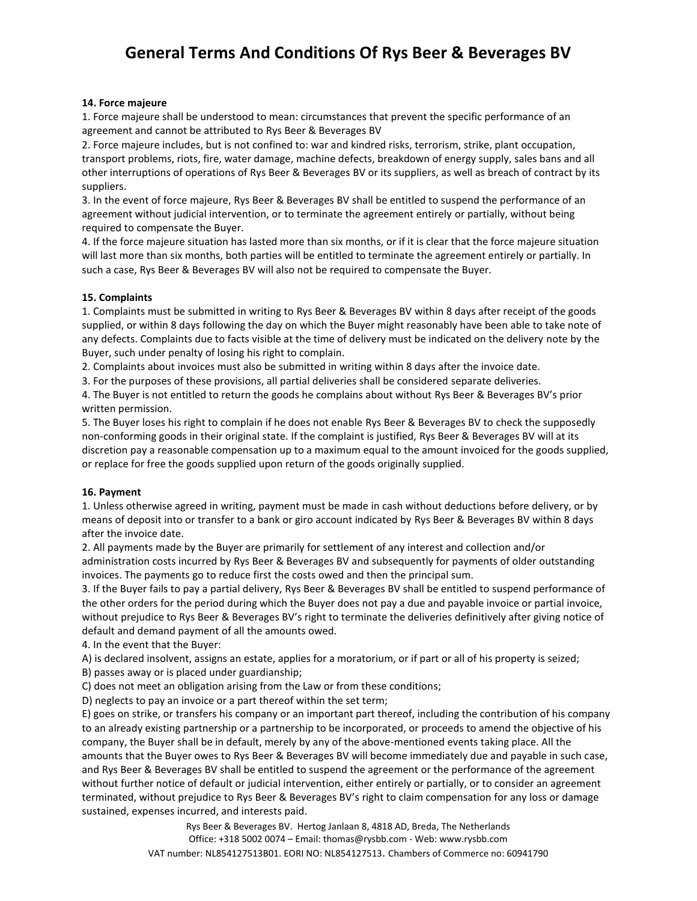# General Terms And Conditions Of Rys Beer & Beverages BV

**14. Force majeure**

1. Force majeure shall be understood to mean: circumstances that prevent the specific performance of an agreement and cannot be attributed to Rys Beer & Beverages BV
2. Force majeure includes, but is not confined to: war and kindred risks, terrorism, strike, plant occupation, transport problems, riots, fire, water damage, machine defects, breakdown of energy supply, sales bans and all other interruptions of operations of Rys Beer & Beverages BV or its suppliers, as well as breach of contract by its suppliers.
3. In the event of force majeure, Rys Beer & Beverages BV shall be entitled to suspend the performance of an agreement without judicial intervention, or to terminate the agreement entirely or partially, without being required to compensate the Buyer.
4. If the force majeure situation has lasted more than six months, or if it is clear that the force majeure situation will last more than six months, both parties will be entitled to terminate the agreement entirely or partially. In such a case, Rys Beer & Beverages BV will also not be required to compensate the Buyer.

**15. Complaints**

1. Complaints must be submitted in writing to Rys Beer & Beverages BV within 8 days after receipt of the goods supplied, or within 8 days following the day on which the Buyer might reasonably have been able to take note of any defects. Complaints due to facts visible at the time of delivery must be indicated on the delivery note by the Buyer, such under penalty of losing his right to complain.
2. Complaints about invoices must also be submitted in writing within 8 days after the invoice date.
3. For the purposes of these provisions, all partial deliveries shall be considered separate deliveries.
4. The Buyer is not entitled to return the goods he complains about without Rys Beer & Beverages BV's prior written permission.
5. The Buyer loses his right to complain if he does not enable Rys Beer & Beverages BV to check the supposedly non-conforming goods in their original state. If the complaint is justified, Rys Beer & Beverages BV will at its discretion pay a reasonable compensation up to a maximum equal to the amount invoiced for the goods supplied, or replace for free the goods supplied upon return of the goods originally supplied.

**16. Payment**

1. Unless otherwise agreed in writing, payment must be made in cash without deductions before delivery, or by means of deposit into or transfer to a bank or giro account indicated by Rys Beer & Beverages BV within 8 days after the invoice date.
2. All payments made by the Buyer are primarily for settlement of any interest and collection and/or administration costs incurred by Rys Beer & Beverages BV and subsequently for payments of older outstanding invoices. The payments go to reduce first the costs owed and then the principal sum.
3. If the Buyer fails to pay a partial delivery, Rys Beer & Beverages BV shall be entitled to suspend performance of the other orders for the period during which the Buyer does not pay a due and payable invoice or partial invoice, without prejudice to Rys Beer & Beverages BV's right to terminate the deliveries definitively after giving notice of default and demand payment of all the amounts owed.
4. In the event that the Buyer:

A) is declared insolvent, assigns an estate, applies for a moratorium, or if part or all of his property is seized;
B) passes away or is placed under guardianship;
C) does not meet an obligation arising from the Law or from these conditions;
D) neglects to pay an invoice or a part thereof within the set term;
E) goes on strike, or transfers his company or an important part thereof, including the contribution of his company to an already existing partnership or a partnership to be incorporated, or proceeds to amend the objective of his company, the Buyer shall be in default, merely by any of the above-mentioned events taking place. All the amounts that the Buyer owes to Rys Beer & Beverages BV will become immediately due and payable in such case, and Rys Beer & Beverages BV shall be entitled to suspend the agreement or the performance of the agreement without further notice of default or judicial intervention, either entirely or partially, or to consider an agreement terminated, without prejudice to Rys Beer & Beverages BV's right to claim compensation for any loss or damage sustained, expenses incurred, and interests paid.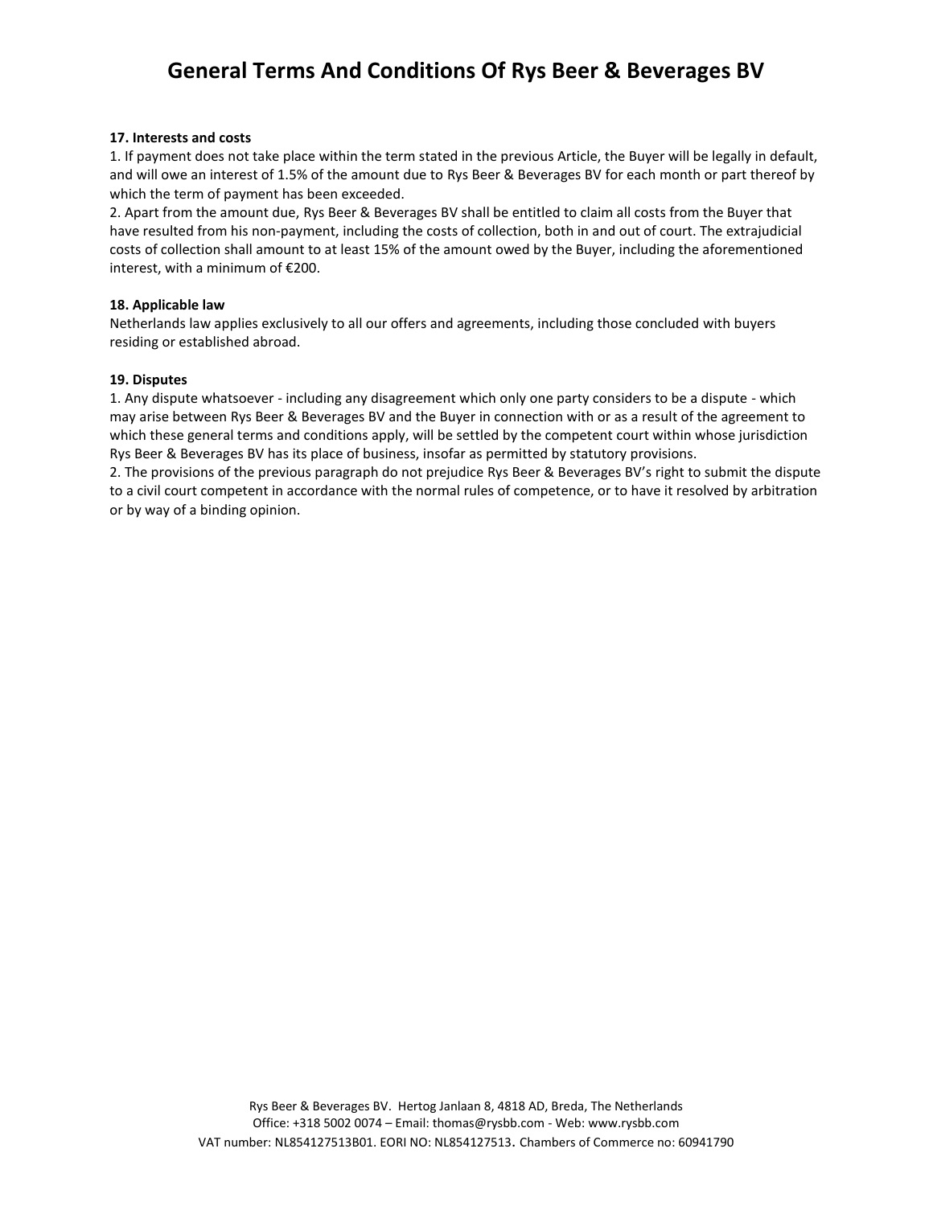**17. Interests and costs**

1. If payment does not take place within the term stated in the previous Article, the Buyer will be legally in default, and will owe an interest of 1.5% of the amount due to Rys Beer & Beverages BV for each month or part thereof by which the term of payment has been exceeded.
2. Apart from the amount due, Rys Beer & Beverages BV shall be entitled to claim all costs from the Buyer that have resulted from his non-payment, including the costs of collection, both in and out of court. The extrajudicial costs of collection shall amount to at least 15% of the amount owed by the Buyer, including the aforementioned interest, with a minimum of €200.

**18. Applicable law**

Netherlands law applies exclusively to all our offers and agreements, including those concluded with buyers residing or established abroad.

**19. Disputes**

1. Any dispute whatsoever - including any disagreement which only one party considers to be a dispute - which may arise between Rys Beer & Beverages BV and the Buyer in connection with or as a result of the agreement to which these general terms and conditions apply, will be settled by the competent court within whose jurisdiction Rys Beer & Beverages BV has its place of business, insofar as permitted by statutory provisions.
2. The provisions of the previous paragraph do not prejudice Rys Beer & Beverages BV's right to submit the dispute to a civil court competent in accordance with the normal rules of competence, or to have it resolved by arbitration or by way of a binding opinion.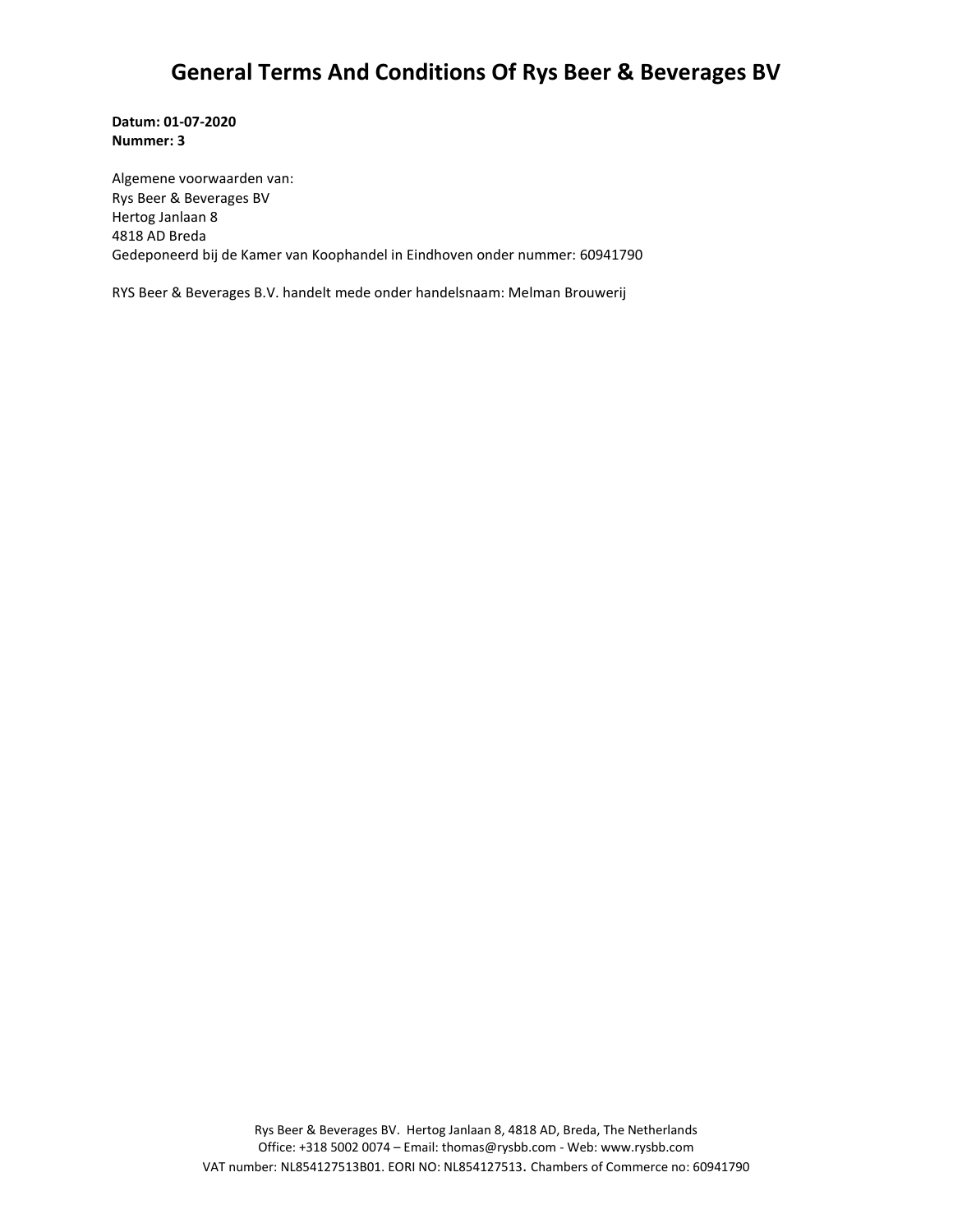# General Terms And Conditions Of Rys Beer & Beverages BV

**Datum: 01-07-2020**
**Nummer: 3**

Algemene voorwaarden van:
Rys Beer & Beverages BV
Hertog Janlaan 8
4818 AD Breda
Gedeponeerd bij de Kamer van Koophandel in Eindhoven onder nummer: 60941790

RYS Beer & Beverages B.V. handelt mede onder handelsnaam: Melman Brouwerij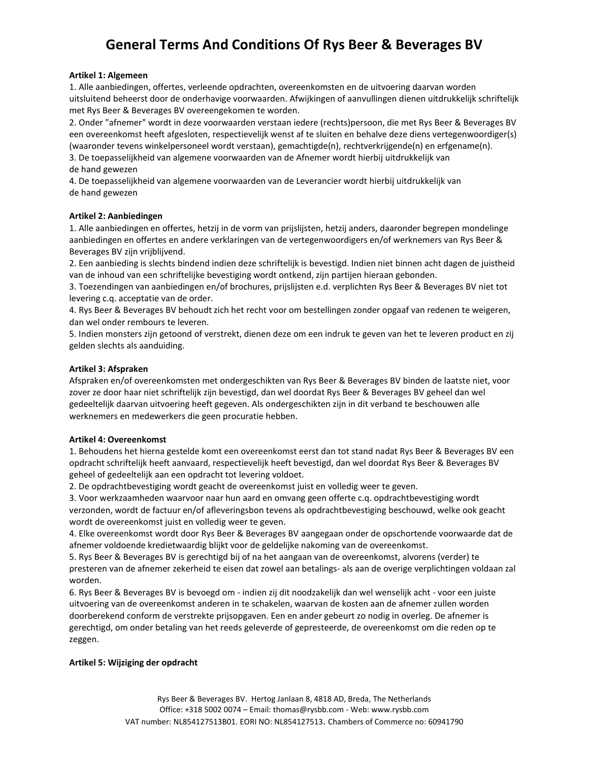# General Terms And Conditions Of Rys Beer & Beverages BV

**Artikel 1: Algemeen**

1. Alle aanbiedingen, offertes, verleende opdrachten, overeenkomsten en de uitvoering daarvan worden uitsluitend beheerst door de onderhavige voorwaarden. Afwijkingen of aanvullingen dienen uitdrukkelijk schriftelijk met Rys Beer & Beverages BV overeengekomen te worden.
2. Onder "afnemer" wordt in deze voorwaarden verstaan iedere (rechts)persoon, die met Rys Beer & Beverages BV een overeenkomst heeft afgesloten, respectievelijk wenst af te sluiten en behalve deze diens vertegenwoordiger(s) (waaronder tevens winkelpersoneel wordt verstaan), gemachtigde(n), rechtverkrijgende(n) en erfgename(n).
3. De toepasselijkheid van algemene voorwaarden van de Afnemer wordt hierbij uitdrukkelijk van de hand gewezen
4. De toepasselijkheid van algemene voorwaarden van de Leverancier wordt hierbij uitdrukkelijk van de hand gewezen

**Artikel 2: Aanbiedingen**

1. Alle aanbiedingen en offertes, hetzij in de vorm van prijslijsten, hetzij anders, daaronder begrepen mondelinge aanbiedingen en offertes en andere verklaringen van de vertegenwoordigers en/of werknemers van Rys Beer & Beverages BV zijn vrijblijvend.
2. Een aanbieding is slechts bindend indien deze schriftelijk is bevestigd. Indien niet binnen acht dagen de juistheid van de inhoud van een schriftelijke bevestiging wordt ontkend, zijn partijen hieraan gebonden.
3. Toezendingen van aanbiedingen en/of brochures, prijslijsten e.d. verplichten Rys Beer & Beverages BV niet tot levering c.q. acceptatie van de order.
4. Rys Beer & Beverages BV behoudt zich het recht voor om bestellingen zonder opgaaf van redenen te weigeren, dan wel onder rembours te leveren.
5. Indien monsters zijn getoond of verstrekt, dienen deze om een indruk te geven van het te leveren product en zij gelden slechts als aanduiding.

**Artikel 3: Afspraken**

Afspraken en/of overeenkomsten met ondergeschikten van Rys Beer & Beverages BV binden de laatste niet, voor zover ze door haar niet schriftelijk zijn bevestigd, dan wel doordat Rys Beer & Beverages BV geheel dan wel gedeeltelijk daarvan uitvoering heeft gegeven. Als ondergeschikten zijn in dit verband te beschouwen alle werknemers en medewerkers die geen procuratie hebben.

**Artikel 4: Overeenkomst**

1. Behoudens het hierna gestelde komt een overeenkomst eerst dan tot stand nadat Rys Beer & Beverages BV een opdracht schriftelijk heeft aanvaard, respectievelijk heeft bevestigd, dan wel doordat Rys Beer & Beverages BV geheel of gedeeltelijk aan een opdracht tot levering voldoet.
2. De opdrachtbevestiging wordt geacht de overeenkomst juist en volledig weer te geven.
3. Voor werkzaamheden waarvoor naar hun aard en omvang geen offerte c.q. opdrachtbevestiging wordt verzonden, wordt de factuur en/of afleveringsbon tevens als opdrachtbevestiging beschouwd, welke ook geacht wordt de overeenkomst juist en volledig weer te geven.
4. Elke overeenkomst wordt door Rys Beer & Beverages BV aangegaan onder de opschortende voorwaarde dat de afnemer voldoende kredietwaardig blijkt voor de geldelijke nakoming van de overeenkomst.
5. Rys Beer & Beverages BV is gerechtigd bij of na het aangaan van de overeenkomst, alvorens (verder) te presteren van de afnemer zekerheid te eisen dat zowel aan betalings- als aan de overige verplichtingen voldaan zal worden.
6. Rys Beer & Beverages BV is bevoegd om - indien zij dit noodzakelijk dan wel wenselijk acht - voor een juiste uitvoering van de overeenkomst anderen in te schakelen, waarvan de kosten aan de afnemer zullen worden doorberekend conform de verstrekte prijsopgaven. Een en ander gebeurt zo nodig in overleg. De afnemer is gerechtigd, om onder betaling van het reeds geleverde of gepresteerde, de overeenkomst om die reden op te zeggen.

**Artikel 5: Wijziging der opdracht**

Rys Beer & Beverages BV. Hertog Janlaan 8, 4818 AD, Breda, The Netherlands
Office: +318 5002 0074 – Email: thomas@rysbb.com - Web: www.rysbb.com
VAT number: NL854127513B01. EORI NO: NL854127513. Chambers of Commerce no: 60941790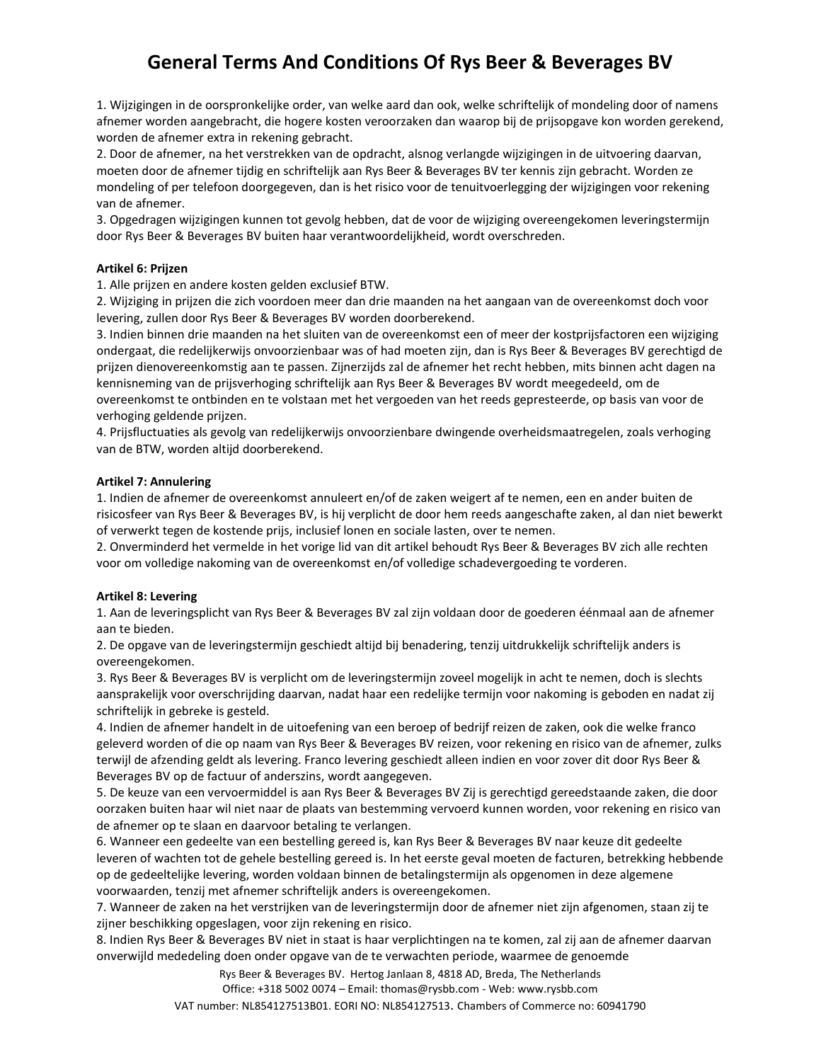1. Wijzigingen in de oorspronkelijke order, van welke aard dan ook, welke schriftelijk of mondeling door of namens afnemer worden aangebracht, die hogere kosten veroorzaken dan waarop bij de prijsopgave kon worden gerekend, worden de afnemer extra in rekening gebracht.
2. Door de afnemer, na het verstrekken van de opdracht, alsnog verlangde wijzigingen in de uitvoering daarvan, moeten door de afnemer tijdig en schriftelijk aan Rys Beer & Beverages BV ter kennis zijn gebracht. Worden ze mondeling of per telefoon doorgegeven, dan is het risico voor de tenuitvoerlegging der wijzigingen voor rekening van de afnemer.
3. Opgedragen wijzigingen kunnen tot gevolg hebben, dat de voor de wijziging overeengekomen leveringstermijn door Rys Beer & Beverages BV buiten haar verantwoordelijkheid, wordt overschreden.

**Artikel 6: Prijzen**

1. Alle prijzen en andere kosten gelden exclusief BTW.
2. Wijziging in prijzen die zich voordoen meer dan drie maanden na het aangaan van de overeenkomst doch voor levering, zullen door Rys Beer & Beverages BV worden doorberekend.
3. Indien binnen drie maanden na het sluiten van de overeenkomst een of meer der kostprijsfactoren een wijziging ondergaat, die redelijkerwijs onvoorzienbaar was of had moeten zijn, dan is Rys Beer & Beverages BV gerechtigd de prijzen dienovereenkomstig aan te passen. Zijnerzijds zal de afnemer het recht hebben, mits binnen acht dagen na kennisneming van de prijsverhoging schriftelijk aan Rys Beer & Beverages BV wordt meegedeeld, om de overeenkomst te ontbinden en te volstaan met het vergoeden van het reeds gepresteerde, op basis van voor de verhoging geldende prijzen.
4. Prijsfluctuaties als gevolg van redelijkerwijs onvoorzienbare dwingende overheidsmaatregelen, zoals verhoging van de BTW, worden altijd doorberekend.

**Artikel 7: Annulering**

1. Indien de afnemer de overeenkomst annuleert en/of de zaken weigert af te nemen, een en ander buiten de risicosfeer van Rys Beer & Beverages BV, is hij verplicht de door hem reeds aangeschafte zaken, al dan niet bewerkt of verwerkt tegen de kostende prijs, inclusief lonen en sociale lasten, over te nemen.
2. Onverminderd het vermelde in het vorige lid van dit artikel behoudt Rys Beer & Beverages BV zich alle rechten voor om volledige nakoming van de overeenkomst en/of volledige schadevergoeding te vorderen.

**Artikel 8: Levering**

1. Aan de leveringsplicht van Rys Beer & Beverages BV zal zijn voldaan door de goederen éénmaal aan de afnemer aan te bieden.
2. De opgave van de leveringstermijn geschiedt altijd bij benadering, tenzij uitdrukkelijk schriftelijk anders is overeengekomen.
3. Rys Beer & Beverages BV is verplicht om de leveringstermijn zoveel mogelijk in acht te nemen, doch is slechts aansprakelijk voor overschrijding daarvan, nadat haar een redelijke termijn voor nakoming is geboden en nadat zij schriftelijk in gebreke is gesteld.
4. Indien de afnemer handelt in de uitoefening van een beroep of bedrijf reizen de zaken, ook die welke franco geleverd worden of die op naam van Rys Beer & Beverages BV reizen, voor rekening en risico van de afnemer, zulks terwijl de afzending geldt als levering. Franco levering geschiedt alleen indien en voor zover dit door Rys Beer & Beverages BV op de factuur of anderszins, wordt aangegeven.
5. De keuze van een vervoermiddel is aan Rys Beer & Beverages BV Zij is gerechtigd gereedstaande zaken, die door oorzaken buiten haar wil niet naar de plaats van bestemming vervoerd kunnen worden, voor rekening en risico van de afnemer op te slaan en daarvoor betaling te verlangen.
6. Wanneer een gedeelte van een bestelling gereed is, kan Rys Beer & Beverages BV naar keuze dit gedeelte leveren of wachten tot de gehele bestelling gereed is. In het eerste geval moeten de facturen, betrekking hebbende op de gedeeltelijke levering, worden voldaan binnen de betalingstermijn als opgenomen in deze algemene voorwaarden, tenzij met afnemer schriftelijk anders is overeengekomen.
7. Wanneer de zaken na het verstrijken van de leveringstermijn door de afnemer niet zijn afgenomen, staan zij te zijner beschikking opgeslagen, voor zijn rekening en risico.
8. Indien Rys Beer & Beverages BV niet in staat is haar verplichtingen na te komen, zal zij aan de afnemer daarvan onverwijld mededeling doen onder opgave van de te verwachten periode, waarmee de genoemde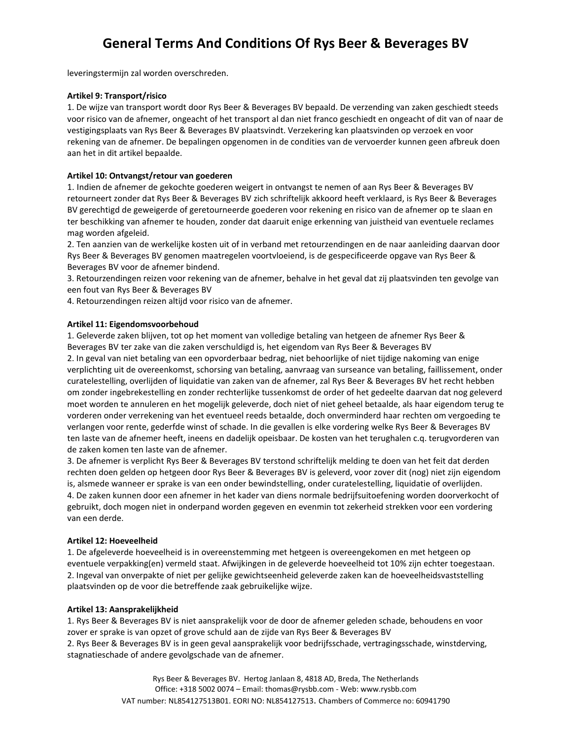leveringstermijn zal worden overschreden.

**Artikel 9: Transport/risico**

1. De wijze van transport wordt door Rys Beer & Beverages BV bepaald. De verzending van zaken geschiedt steeds voor risico van de afnemer, ongeacht of het transport al dan niet franco geschiedt en ongeacht of dit van of naar de vestigingsplaats van Rys Beer & Beverages BV plaatsvindt. Verzekering kan plaatsvinden op verzoek en voor rekening van de afnemer. De bepalingen opgenomen in de condities van de vervoerder kunnen geen afbreuk doen aan het in dit artikel bepaalde.

**Artikel 10: Ontvangst/retour van goederen**

1. Indien de afnemer de gekochte goederen weigert in ontvangst te nemen of aan Rys Beer & Beverages BV retourneert zonder dat Rys Beer & Beverages BV zich schriftelijk akkoord heeft verklaard, is Rys Beer & Beverages BV gerechtigd de geweigerde of geretourneerde goederen voor rekening en risico van de afnemer op te slaan en ter beschikking van afnemer te houden, zonder dat daaruit enige erkenning van juistheid van eventuele reclames mag worden afgeleid.
2. Ten aanzien van de werkelijke kosten uit of in verband met retourzendingen en de naar aanleiding daarvan door Rys Beer & Beverages BV genomen maatregelen voortvloeiend, is de gespecificeerde opgave van Rys Beer & Beverages BV voor de afnemer bindend.
3. Retourzendingen reizen voor rekening van de afnemer, behalve in het geval dat zij plaatsvinden ten gevolge van een fout van Rys Beer & Beverages BV
4. Retourzendingen reizen altijd voor risico van de afnemer.

**Artikel 11: Eigendomsvoorbehoud**

1. Geleverde zaken blijven, tot op het moment van volledige betaling van hetgeen de afnemer Rys Beer & Beverages BV ter zake van die zaken verschuldigd is, het eigendom van Rys Beer & Beverages BV
2. In geval van niet betaling van een opvorderbaar bedrag, niet behoorlijke of niet tijdige nakoming van enige verplichting uit de overeenkomst, schorsing van betaling, aanvraag van surseance van betaling, faillissement, onder curatelestelling, overlijden of liquidatie van zaken van de afnemer, zal Rys Beer & Beverages BV het recht hebben om zonder ingebrekestelling en zonder rechterlijke tussenkomst de order of het gedeelte daarvan dat nog geleverd moet worden te annuleren en het mogelijk geleverde, doch niet of niet geheel betaalde, als haar eigendom terug te vorderen onder verrekening van het eventueel reeds betaalde, doch onverminderd haar rechten om vergoeding te verlangen voor rente, gederfde winst of schade. In die gevallen is elke vordering welke Rys Beer & Beverages BV ten laste van de afnemer heeft, ineens en dadelijk opeisbaar. De kosten van het terughalen c.q. terugvorderen van de zaken komen ten laste van de afnemer.
3. De afnemer is verplicht Rys Beer & Beverages BV terstond schriftelijk melding te doen van het feit dat derden rechten doen gelden op hetgeen door Rys Beer & Beverages BV is geleverd, voor zover dit (nog) niet zijn eigendom is, alsmede wanneer er sprake is van een onder bewindstelling, onder curatelestelling, liquidatie of overlijden.
4. De zaken kunnen door een afnemer in het kader van diens normale bedrijfsuitoefening worden doorverkocht of gebruikt, doch mogen niet in onderpand worden gegeven en evenmin tot zekerheid strekken voor een vordering van een derde.

**Artikel 12: Hoeveelheid**

1. De afgeleverde hoeveelheid is in overeenstemming met hetgeen is overeengekomen en met hetgeen op eventuele verpakking(en) vermeld staat. Afwijkingen in de geleverde hoeveelheid tot 10% zijn echter toegestaan.
2. Ingeval van onverpakte of niet per gelijke gewichtseenheid geleverde zaken kan de hoeveelheidsvaststelling plaatsvinden op de voor die betreffende zaak gebruikelijke wijze.

**Artikel 13: Aansprakelijkheid**

1. Rys Beer & Beverages BV is niet aansprakelijk voor de door de afnemer geleden schade, behoudens en voor zover er sprake is van opzet of grove schuld aan de zijde van Rys Beer & Beverages BV
2. Rys Beer & Beverages BV is in geen geval aansprakelijk voor bedrijfsschade, vertragingsschade, winstderving, stagnatieschade of andere gevolgschade van de afnemer.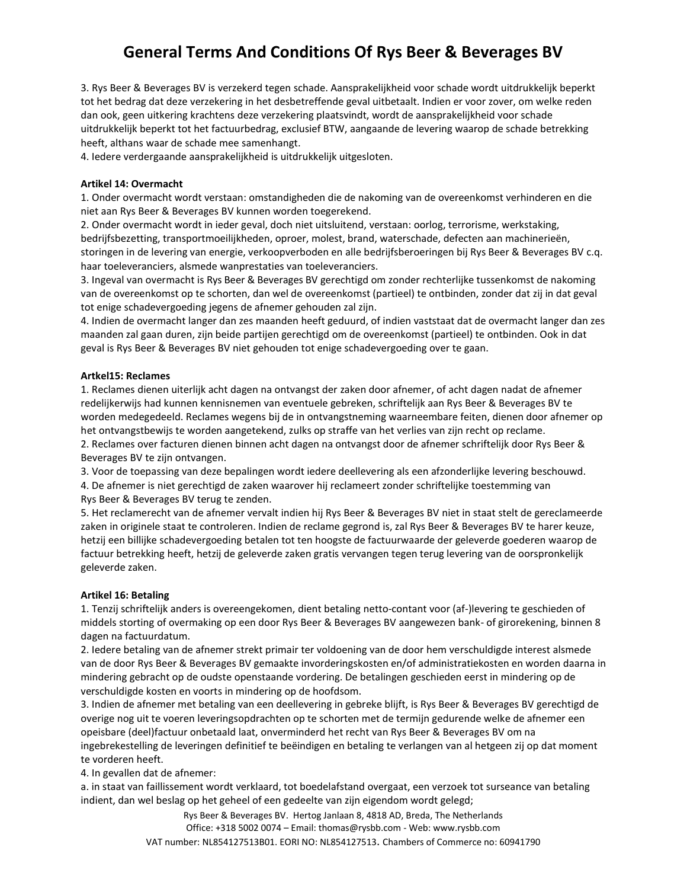3. Rys Beer & Beverages BV is verzekerd tegen schade. Aansprakelijkheid voor schade wordt uitdrukkelijk beperkt tot het bedrag dat deze verzekering in het desbetreffende geval uitbetaalt. Indien er voor zover, om welke reden dan ook, geen uitkering krachtens deze verzekering plaatsvindt, wordt de aansprakelijkheid voor schade uitdrukkelijk beperkt tot het factuurbedrag, exclusief BTW, aangaande de levering waarop de schade betrekking heeft, althans waar de schade mee samenhangt.
4. Iedere verdergaande aansprakelijkheid is uitdrukkelijk uitgesloten.

**Artikel 14: Overmacht**

1. Onder overmacht wordt verstaan: omstandigheden die de nakoming van de overeenkomst verhinderen en die niet aan Rys Beer & Beverages BV kunnen worden toegerekend.
2. Onder overmacht wordt in ieder geval, doch niet uitsluitend, verstaan: oorlog, terrorisme, werkstaking, bedrijfsbezetting, transportmoeilijkheden, oproer, molest, brand, waterschade, defecten aan machinerieën, storingen in de levering van energie, verkoopverboden en alle bedrijfsberoeringen bij Rys Beer & Beverages BV c.q. haar toeleveranciers, alsmede wanprestaties van toeleveranciers.
3. Ingeval van overmacht is Rys Beer & Beverages BV gerechtigd om zonder rechterlijke tussenkomst de nakoming van de overeenkomst op te schorten, dan wel de overeenkomst (partieel) te ontbinden, zonder dat zij in dat geval tot enige schadevergoeding jegens de afnemer gehouden zal zijn.
4. Indien de overmacht langer dan zes maanden heeft geduurd, of indien vaststaat dat de overmacht langer dan zes maanden zal gaan duren, zijn beide partijen gerechtigd om de overeenkomst (partieel) te ontbinden. Ook in dat geval is Rys Beer & Beverages BV niet gehouden tot enige schadevergoeding over te gaan.

**Artkel15: Reclames**

1. Reclames dienen uiterlijk acht dagen na ontvangst der zaken door afnemer, of acht dagen nadat de afnemer redelijkerwijs had kunnen kennisnemen van eventuele gebreken, schriftelijk aan Rys Beer & Beverages BV te worden medegedeeld. Reclames wegens bij de in ontvangstneming waarneembare feiten, dienen door afnemer op het ontvangstbewijs te worden aangetekend, zulks op straffe van het verlies van zijn recht op reclame.
2. Reclames over facturen dienen binnen acht dagen na ontvangst door de afnemer schriftelijk door Rys Beer & Beverages BV te zijn ontvangen.
3. Voor de toepassing van deze bepalingen wordt iedere deellevering als een afzonderlijke levering beschouwd.
4. De afnemer is niet gerechtigd de zaken waarover hij reclameert zonder schriftelijke toestemming van Rys Beer & Beverages BV terug te zenden.
5. Het reclamerecht van de afnemer vervalt indien hij Rys Beer & Beverages BV niet in staat stelt de gereclameerde zaken in originele staat te controleren. Indien de reclame gegrond is, zal Rys Beer & Beverages BV te harer keuze, hetzij een billijke schadevergoeding betalen tot ten hoogste de factuurwaarde der geleverde goederen waarop de factuur betrekking heeft, hetzij de geleverde zaken gratis vervangen tegen terug levering van de oorspronkelijk geleverde zaken.

**Artikel 16: Betaling**

1. Tenzij schriftelijk anders is overeengekomen, dient betaling netto-contant voor (af-)levering te geschieden of middels storting of overmaking op een door Rys Beer & Beverages BV aangewezen bank- of girorekening, binnen 8 dagen na factuurdatum.
2. Iedere betaling van de afnemer strekt primair ter voldoening van de door hem verschuldigde interest alsmede van de door Rys Beer & Beverages BV gemaakte invorderingskosten en/of administratiekosten en worden daarna in mindering gebracht op de oudste openstaande vordering. De betalingen geschieden eerst in mindering op de verschuldigde kosten en voorts in mindering op de hoofdsom.
3. Indien de afnemer met betaling van een deellevering in gebreke blijft, is Rys Beer & Beverages BV gerechtigd de overige nog uit te voeren leveringsopdrachten op te schorten met de termijn gedurende welke de afnemer een opeisbare (deel)factuur onbetaald laat, onverminderd het recht van Rys Beer & Beverages BV om na ingebrekestelling de leveringen definitief te beëindigen en betaling te verlangen van al hetgeen zij op dat moment te vorderen heeft.
4. In gevallen dat de afnemer:
a. in staat van faillissement wordt verklaard, tot boedelafstand overgaat, een verzoek tot surseance van betaling indient, dan wel beslag op het geheel of een gedeelte van zijn eigendom wordt gelegd;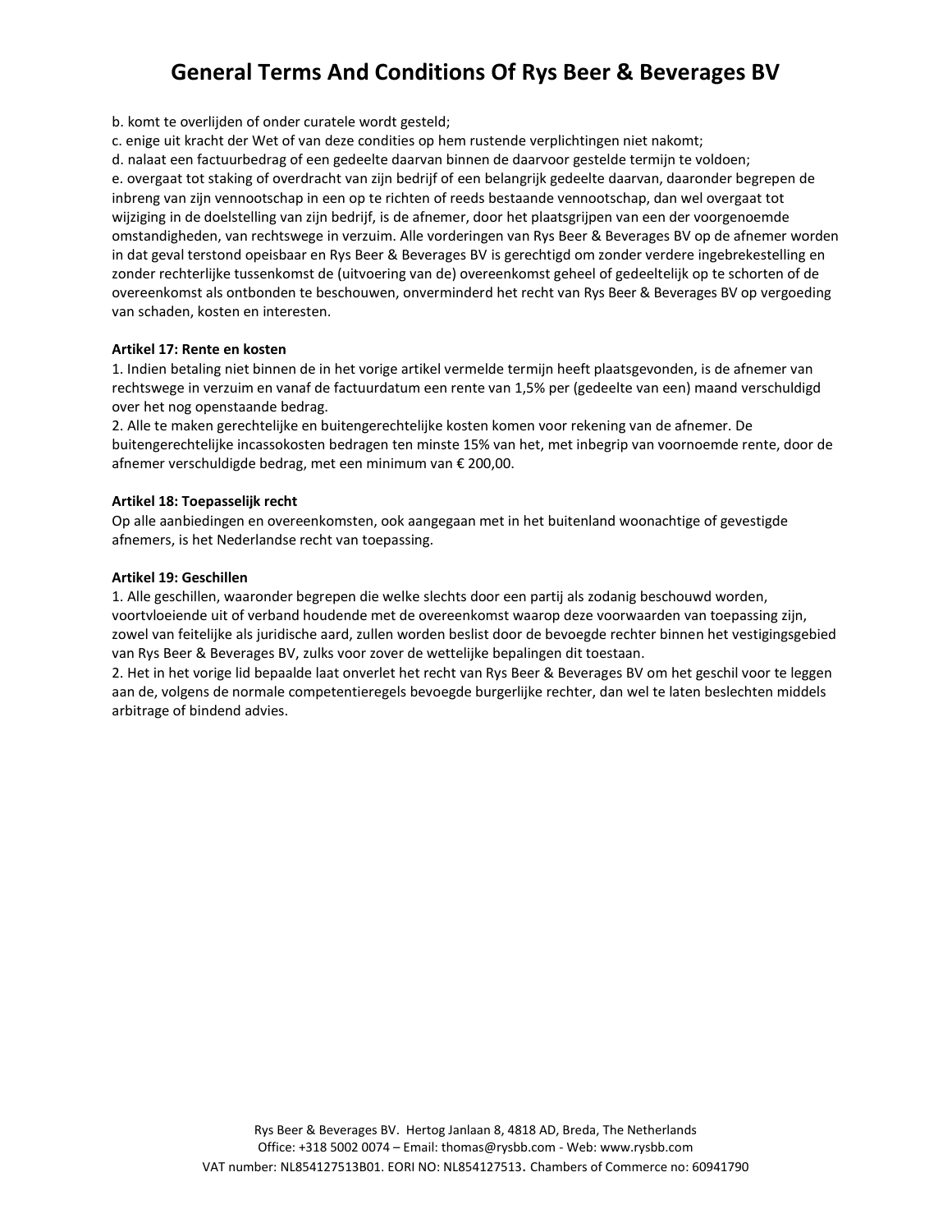b. komt te overlijden of onder curatele wordt gesteld;
c. enige uit kracht der Wet of van deze condities op hem rustende verplichtingen niet nakomt;
d. nalaat een factuurbedrag of een gedeelte daarvan binnen de daarvoor gestelde termijn te voldoen;
e. overgaat tot staking of overdracht van zijn bedrijf of een belangrijk gedeelte daarvan, daaronder begrepen de inbreng van zijn vennootschap in een op te richten of reeds bestaande vennootschap, dan wel overgaat tot wijziging in de doelstelling van zijn bedrijf, is de afnemer, door het plaatsgrijpen van een der voorgenoemde omstandigheden, van rechtswege in verzuim. Alle vorderingen van Rys Beer & Beverages BV op de afnemer worden in dat geval terstond opeisbaar en Rys Beer & Beverages BV is gerechtigd om zonder verdere ingebrekestelling en zonder rechterlijke tussenkomst de (uitvoering van de) overeenkomst geheel of gedeeltelijk op te schorten of de overeenkomst als ontbonden te beschouwen, onverminderd het recht van Rys Beer & Beverages BV op vergoeding van schaden, kosten en interesten.

**Artikel 17: Rente en kosten**

1. Indien betaling niet binnen de in het vorige artikel vermelde termijn heeft plaatsgevonden, is de afnemer van rechtswege in verzuim en vanaf de factuurdatum een rente van 1,5% per (gedeelte van een) maand verschuldigd over het nog openstaande bedrag.
2. Alle te maken gerechtelijke en buitengerechtelijke kosten komen voor rekening van de afnemer. De buitengerechtelijke incassokosten bedragen ten minste 15% van het, met inbegrip van voornoemde rente, door de afnemer verschuldigde bedrag, met een minimum van € 200,00.

**Artikel 18: Toepasselijk recht**

Op alle aanbiedingen en overeenkomsten, ook aangegaan met in het buitenland woonachtige of gevestigde afnemers, is het Nederlandse recht van toepassing.

**Artikel 19: Geschillen**

1. Alle geschillen, waaronder begrepen die welke slechts door een partij als zodanig beschouwd worden, voortvloeiende uit of verband houdende met de overeenkomst waarop deze voorwaarden van toepassing zijn, zowel van feitelijke als juridische aard, zullen worden beslist door de bevoegde rechter binnen het vestigingsgebied van Rys Beer & Beverages BV, zulks voor zover de wettelijke bepalingen dit toestaan.
2. Het in het vorige lid bepaalde laat onverlet het recht van Rys Beer & Beverages BV om het geschil voor te leggen aan de, volgens de normale competentieregels bevoegde burgerlijke rechter, dan wel te laten beslechten middels arbitrage of bindend advies.